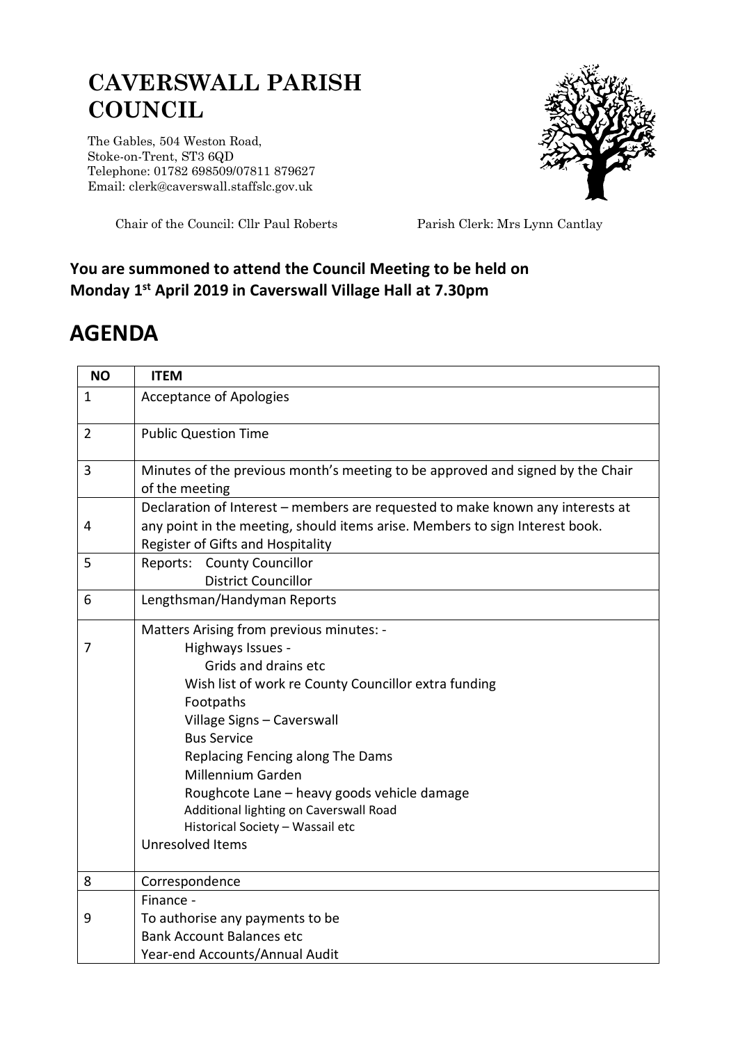# CAVERSWALL PARISH COUNCIL

The Gables, 504 Weston Road,
Stoke-on-Trent, ST3 6QD
Telephone: 01782 698509/07811 879627
Email: clerk@caverswall.staffslc.gov.uk

Chair of the Council: Cllr Paul Roberts        Parish Clerk: Mrs Lynn Cantlay

**You are summoned to attend the Council Meeting to be held on Monday 1st April 2019 in Caverswall Village Hall at 7.30pm**

# AGENDA

| NO | ITEM |
|---|---|
| 1 | Acceptance of Apologies |
| 2 | Public Question Time |
| 3 | Minutes of the previous month's meeting to be approved and signed by the Chair of the meeting |
| 4 | Declaration of Interest – members are requested to make known any interests at any point in the meeting, should items arise. Members to sign Interest book.<br>Register of Gifts and Hospitality |
| 5 | Reports: County Councillor<br>District Councillor |
| 6 | Lengthsman/Handyman Reports |
| 7 | Matters Arising from previous minutes: -<br>Highways Issues -<br>Grids and drains etc<br>Wish list of work re County Councillor extra funding<br>Footpaths<br>Village Signs – Caverswall<br>Bus Service<br>Replacing Fencing along The Dams<br>Millennium Garden<br>Roughcote Lane – heavy goods vehicle damage<br>Additional lighting on Caverswall Road<br>Historical Society – Wassail etc<br>Unresolved Items |
| 8 | Correspondence |
| 9 | Finance -<br>To authorise any payments to be<br>Bank Account Balances etc<br>Year-end Accounts/Annual Audit |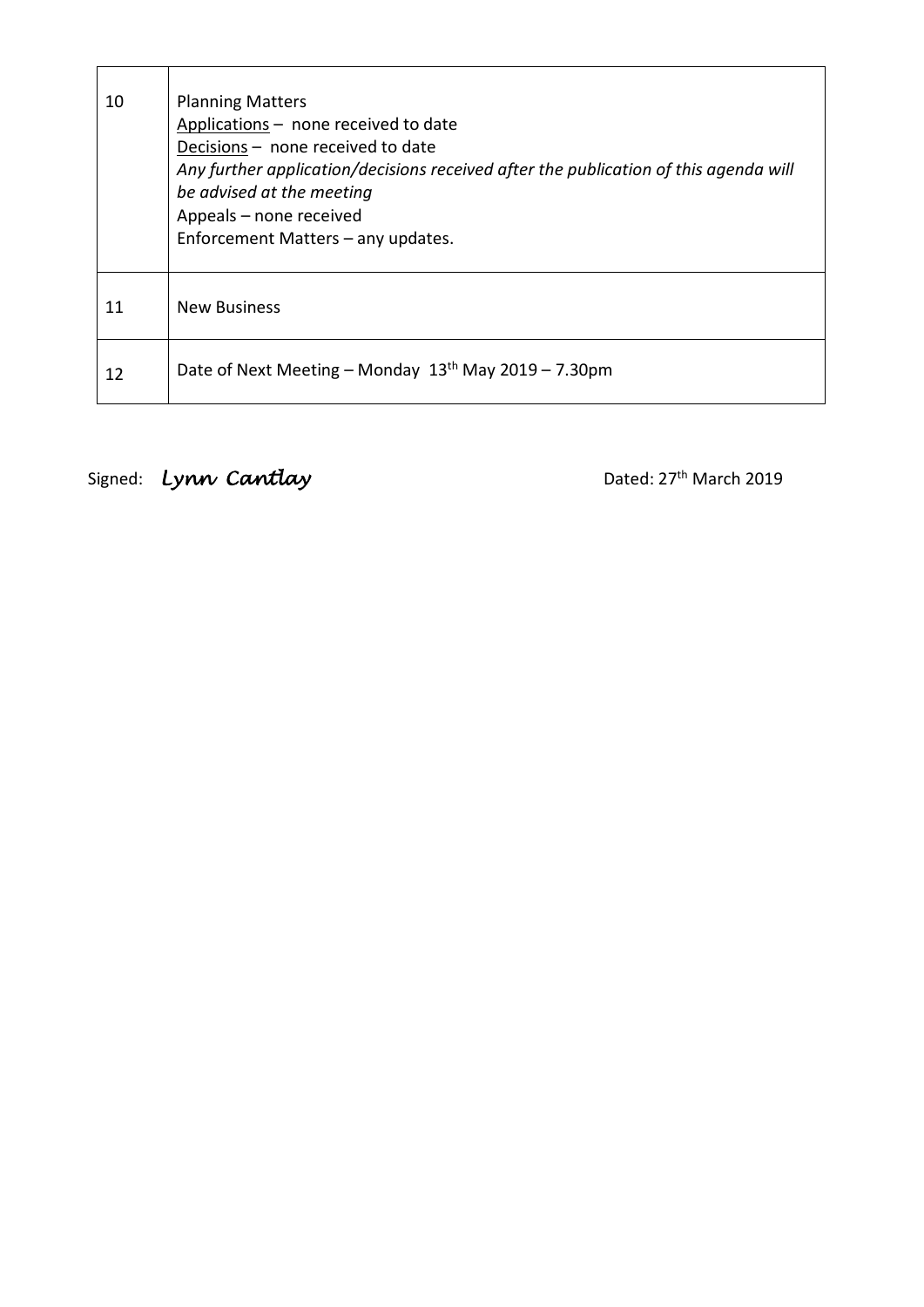| | |
|---|---|
| 10 | Planning Matters<br>Applications – none received to date<br>Decisions – none received to date<br>*Any further application/decisions received after the publication of this agenda will be advised at the meeting*<br>Appeals – none received<br>Enforcement Matters – any updates. |
| 11 | New Business |
| 12 | Date of Next Meeting – Monday 13th May 2019 – 7.30pm |

Signed: *Lynn Cantlay* Dated: 27th March 2019